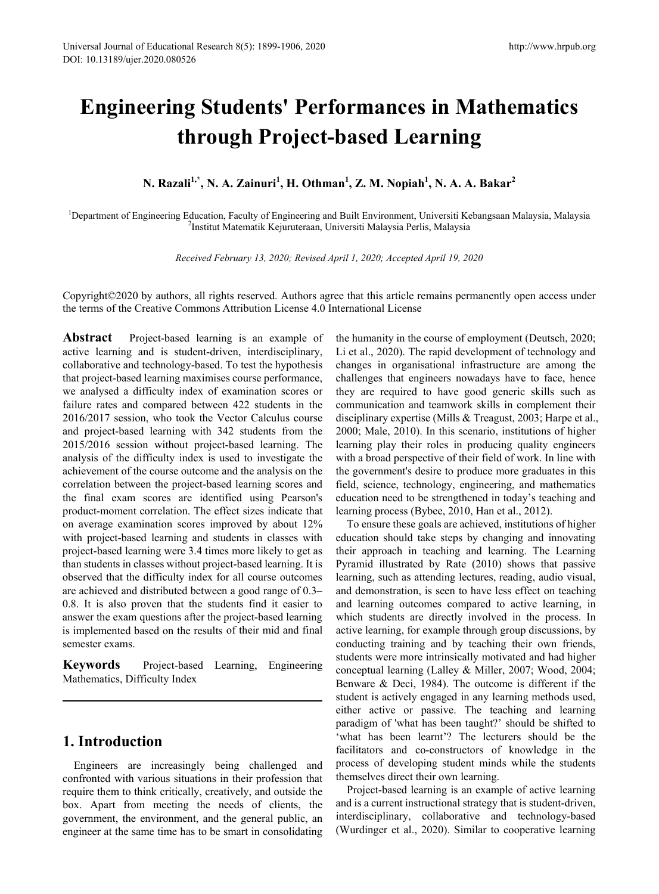# Engineering Students' Performances in Mathematics through Project-based Learning

**N. Razali[1,*], N. A. Zainuri[1], H. Othman[1], Z. M. Nopiah[1], N. A. A. Bakar[2]**

[1]Department of Engineering Education, Faculty of Engineering and Built Environment, Universiti Kebangsaan Malaysia, Malaysia
[2]Institut Matematik Kejuruteraan, Universiti Malaysia Perlis, Malaysia

*Received February 13, 2020; Revised April 1, 2020; Accepted April 19, 2020*

Copyright©2020 by authors, all rights reserved. Authors agree that this article remains permanently open access under the terms of the Creative Commons Attribution License 4.0 International License

**Abstract** Project-based learning is an example of active learning and is student-driven, interdisciplinary, collaborative and technology-based. To test the hypothesis that project-based learning maximises course performance, we analysed a difficulty index of examination scores or failure rates and compared between 422 students in the 2016/2017 session, who took the Vector Calculus course and project-based learning with 342 students from the 2015/2016 session without project-based learning. The analysis of the difficulty index is used to investigate the achievement of the course outcome and the analysis on the correlation between the project-based learning scores and the final exam scores are identified using Pearson's product-moment correlation. The effect sizes indicate that on average examination scores improved by about 12% with project-based learning and students in classes with project-based learning were 3.4 times more likely to get as than students in classes without project-based learning. It is observed that the difficulty index for all course outcomes are achieved and distributed between a good range of 0.3–0.8. It is also proven that the students find it easier to answer the exam questions after the project-based learning is implemented based on the results of their mid and final semester exams.

**Keywords** Project-based Learning, Engineering Mathematics, Difficulty Index

## 1. Introduction

Engineers are increasingly being challenged and confronted with various situations in their profession that require them to think critically, creatively, and outside the box. Apart from meeting the needs of clients, the government, the environment, and the general public, an engineer at the same time has to be smart in consolidating the humanity in the course of employment (Deutsch, 2020; Li et al., 2020). The rapid development of technology and changes in organisational infrastructure are among the challenges that engineers nowadays have to face, hence they are required to have good generic skills such as communication and teamwork skills in complement their disciplinary expertise (Mills & Treagust, 2003; Harpe et al., 2000; Male, 2010). In this scenario, institutions of higher learning play their roles in producing quality engineers with a broad perspective of their field of work. In line with the government's desire to produce more graduates in this field, science, technology, engineering, and mathematics education need to be strengthened in today's teaching and learning process (Bybee, 2010, Han et al., 2012).

To ensure these goals are achieved, institutions of higher education should take steps by changing and innovating their approach in teaching and learning. The Learning Pyramid illustrated by Rate (2010) shows that passive learning, such as attending lectures, reading, audio visual, and demonstration, is seen to have less effect on teaching and learning outcomes compared to active learning, in which students are directly involved in the process. In active learning, for example through group discussions, by conducting training and by teaching their own friends, students were more intrinsically motivated and had higher conceptual learning (Lalley & Miller, 2007; Wood, 2004; Benware & Deci, 1984). The outcome is different if the student is actively engaged in any learning methods used, either active or passive. The teaching and learning paradigm of 'what has been taught?' should be shifted to 'what has been learnt'? The lecturers should be the facilitators and co-constructors of knowledge in the process of developing student minds while the students themselves direct their own learning.

Project-based learning is an example of active learning and is a current instructional strategy that is student-driven, interdisciplinary, collaborative and technology-based (Wurdinger et al., 2020). Similar to cooperative learning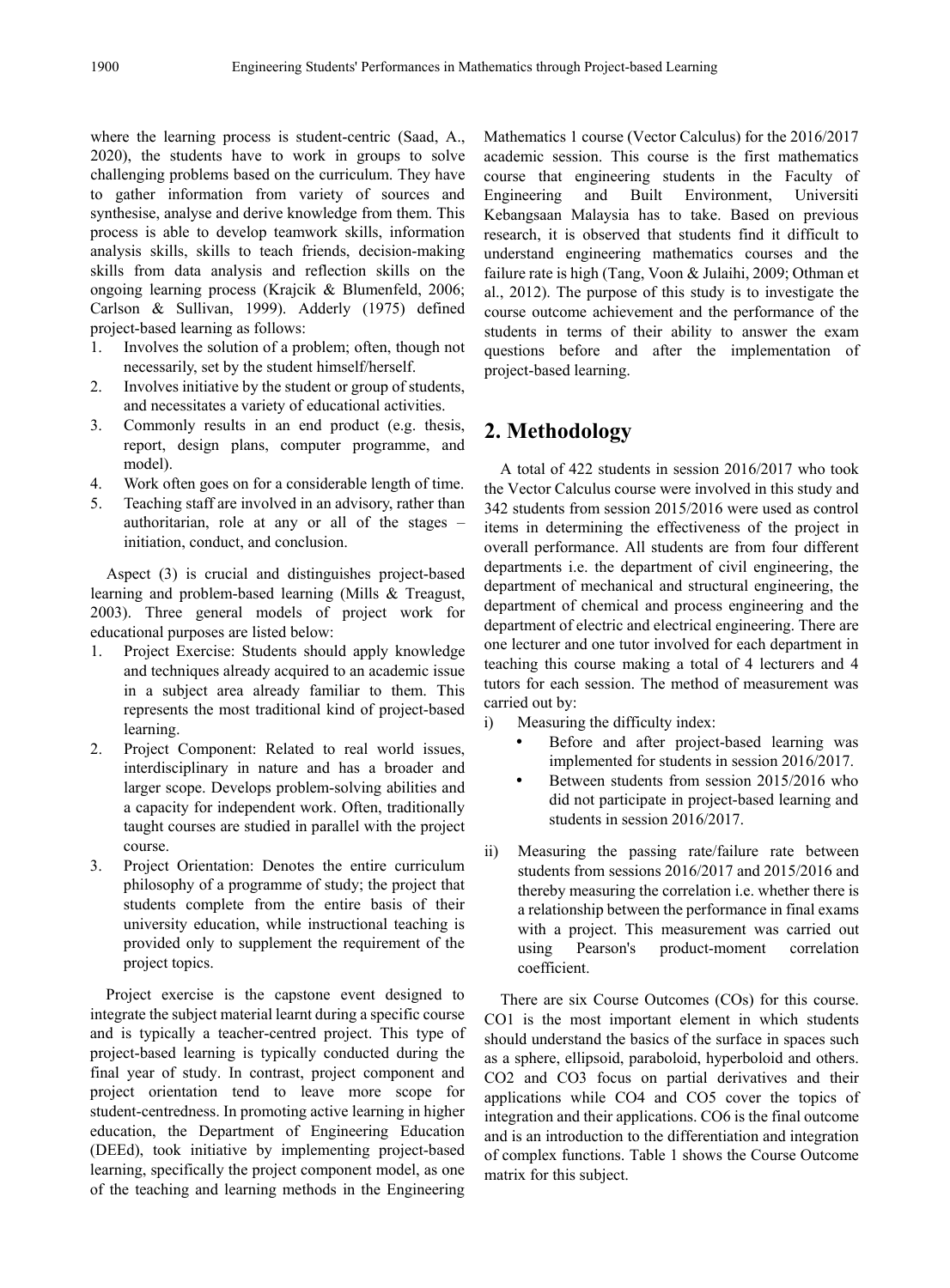where the learning process is student-centric (Saad, A., 2020), the students have to work in groups to solve challenging problems based on the curriculum. They have to gather information from variety of sources and synthesise, analyse and derive knowledge from them. This process is able to develop teamwork skills, information analysis skills, skills to teach friends, decision-making skills from data analysis and reflection skills on the ongoing learning process (Krajcik & Blumenfeld, 2006; Carlson & Sullivan, 1999). Adderly (1975) defined project-based learning as follows:

1. Involves the solution of a problem; often, though not necessarily, set by the student himself/herself.
2. Involves initiative by the student or group of students, and necessitates a variety of educational activities.
3. Commonly results in an end product (e.g. thesis, report, design plans, computer programme, and model).
4. Work often goes on for a considerable length of time.
5. Teaching staff are involved in an advisory, rather than authoritarian, role at any or all of the stages – initiation, conduct, and conclusion.

Aspect (3) is crucial and distinguishes project-based learning and problem-based learning (Mills & Treagust, 2003). Three general models of project work for educational purposes are listed below:

1. Project Exercise: Students should apply knowledge and techniques already acquired to an academic issue in a subject area already familiar to them. This represents the most traditional kind of project-based learning.
2. Project Component: Related to real world issues, interdisciplinary in nature and has a broader and larger scope. Develops problem-solving abilities and a capacity for independent work. Often, traditionally taught courses are studied in parallel with the project course.
3. Project Orientation: Denotes the entire curriculum philosophy of a programme of study; the project that students complete from the entire basis of their university education, while instructional teaching is provided only to supplement the requirement of the project topics.

Project exercise is the capstone event designed to integrate the subject material learnt during a specific course and is typically a teacher-centred project. This type of project-based learning is typically conducted during the final year of study. In contrast, project component and project orientation tend to leave more scope for student-centredness. In promoting active learning in higher education, the Department of Engineering Education (DEEd), took initiative by implementing project-based learning, specifically the project component model, as one of the teaching and learning methods in the Engineering Mathematics 1 course (Vector Calculus) for the 2016/2017 academic session. This course is the first mathematics course that engineering students in the Faculty of Engineering and Built Environment, Universiti Kebangsaan Malaysia has to take. Based on previous research, it is observed that students find it difficult to understand engineering mathematics courses and the failure rate is high (Tang, Voon & Julaihi, 2009; Othman et al., 2012). The purpose of this study is to investigate the course outcome achievement and the performance of the students in terms of their ability to answer the exam questions before and after the implementation of project-based learning.

## 2. Methodology

A total of 422 students in session 2016/2017 who took the Vector Calculus course were involved in this study and 342 students from session 2015/2016 were used as control items in determining the effectiveness of the project in overall performance. All students are from four different departments i.e. the department of civil engineering, the department of mechanical and structural engineering, the department of chemical and process engineering and the department of electric and electrical engineering. There are one lecturer and one tutor involved for each department in teaching this course making a total of 4 lecturers and 4 tutors for each session. The method of measurement was carried out by:

i) Measuring the difficulty index:
   - Before and after project-based learning was implemented for students in session 2016/2017.
   - Between students from session 2015/2016 who did not participate in project-based learning and students in session 2016/2017.

ii) Measuring the passing rate/failure rate between students from sessions 2016/2017 and 2015/2016 and thereby measuring the correlation i.e. whether there is a relationship between the performance in final exams with a project. This measurement was carried out using Pearson's product-moment correlation coefficient.

There are six Course Outcomes (COs) for this course. CO1 is the most important element in which students should understand the basics of the surface in spaces such as a sphere, ellipsoid, paraboloid, hyperboloid and others. CO2 and CO3 focus on partial derivatives and their applications while CO4 and CO5 cover the topics of integration and their applications. CO6 is the final outcome and is an introduction to the differentiation and integration of complex functions. Table 1 shows the Course Outcome matrix for this subject.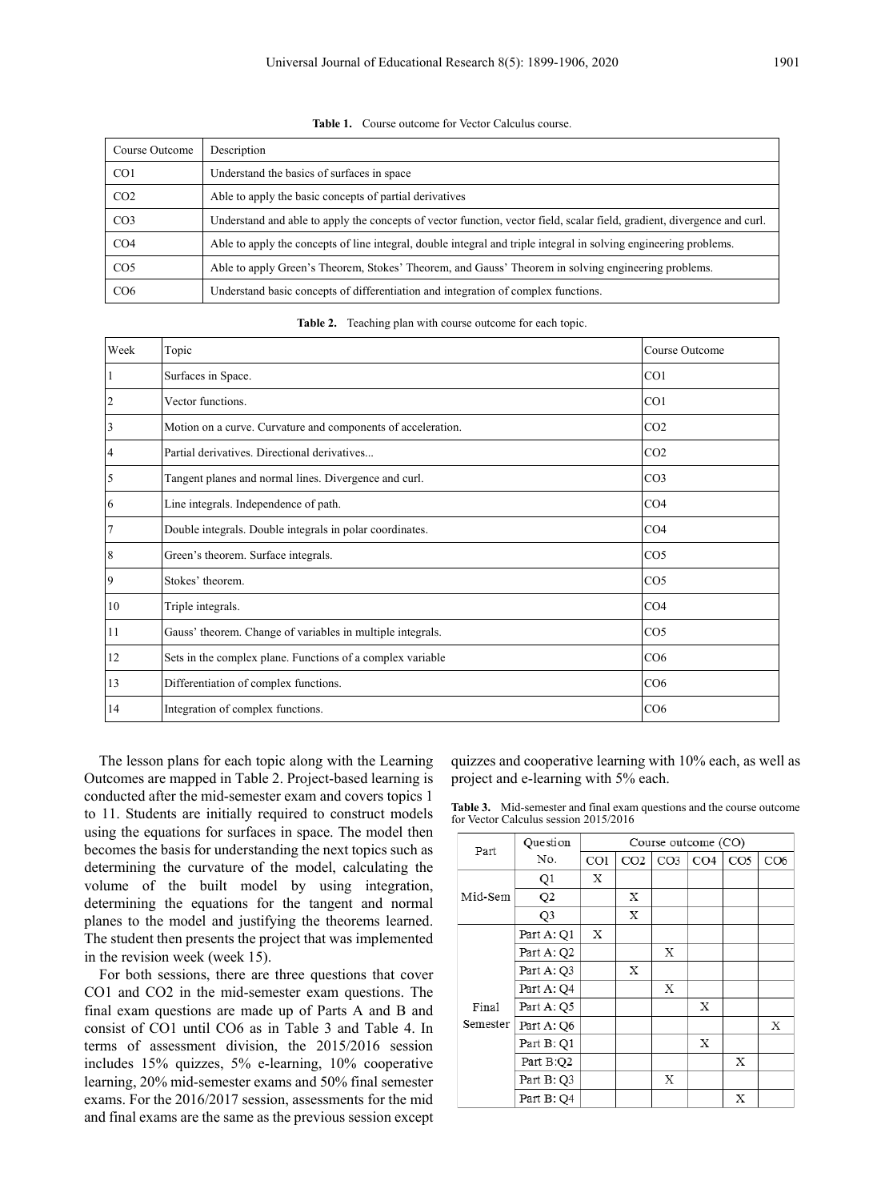**Table 1.** Course outcome for Vector Calculus course.

| Course Outcome | Description |
|---|---|
| CO1 | Understand the basics of surfaces in space |
| CO2 | Able to apply the basic concepts of partial derivatives |
| CO3 | Understand and able to apply the concepts of vector function, vector field, scalar field, gradient, divergence and curl. |
| CO4 | Able to apply the concepts of line integral, double integral and triple integral in solving engineering problems. |
| CO5 | Able to apply Green's Theorem, Stokes' Theorem, and Gauss' Theorem in solving engineering problems. |
| CO6 | Understand basic concepts of differentiation and integration of complex functions. |

**Table 2.** Teaching plan with course outcome for each topic.

| Week | Topic | Course Outcome |
|---|---|---|
| 1 | Surfaces in Space. | CO1 |
| 2 | Vector functions. | CO1 |
| 3 | Motion on a curve. Curvature and components of acceleration. | CO2 |
| 4 | Partial derivatives. Directional derivatives... | CO2 |
| 5 | Tangent planes and normal lines. Divergence and curl. | CO3 |
| 6 | Line integrals. Independence of path. | CO4 |
| 7 | Double integrals. Double integrals in polar coordinates. | CO4 |
| 8 | Green's theorem. Surface integrals. | CO5 |
| 9 | Stokes' theorem. | CO5 |
| 10 | Triple integrals. | CO4 |
| 11 | Gauss' theorem. Change of variables in multiple integrals. | CO5 |
| 12 | Sets in the complex plane. Functions of a complex variable | CO6 |
| 13 | Differentiation of complex functions. | CO6 |
| 14 | Integration of complex functions. | CO6 |

The lesson plans for each topic along with the Learning Outcomes are mapped in Table 2. Project-based learning is conducted after the mid-semester exam and covers topics 1 to 11. Students are initially required to construct models using the equations for surfaces in space. The model then becomes the basis for understanding the next topics such as determining the curvature of the model, calculating the volume of the built model by using integration, determining the equations for the tangent and normal planes to the model and justifying the theorems learned. The student then presents the project that was implemented in the revision week (week 15).

For both sessions, there are three questions that cover CO1 and CO2 in the mid-semester exam questions. The final exam questions are made up of Parts A and B and consist of CO1 until CO6 as in Table 3 and Table 4. In terms of assessment division, the 2015/2016 session includes 15% quizzes, 5% e-learning, 10% cooperative learning, 20% mid-semester exams and 50% final semester exams. For the 2016/2017 session, assessments for the mid and final exams are the same as the previous session except quizzes and cooperative learning with 10% each, as well as project and e-learning with 5% each.

**Table 3.** Mid-semester and final exam questions and the course outcome for Vector Calculus session 2015/2016

| Part | Question No. | Course outcome (CO) | | | | | |
|---|---|---|---|---|---|---|---|
| | | CO1 | CO2 | CO3 | CO4 | CO5 | CO6 |
| Mid-Sem | Q1 | X | | | | | |
| | Q2 | | X | | | | |
| | Q3 | | X | | | | |
| Final Semester | Part A: Q1 | X | | | | | |
| | Part A: Q2 | | | X | | | |
| | Part A: Q3 | | X | | | | |
| | Part A: Q4 | | | X | | | |
| | Part A: Q5 | | | | X | | |
| | Part A: Q6 | | | | | | X |
| | Part B: Q1 | | | | X | | |
| | Part B:Q2 | | | | | X | |
| | Part B: Q3 | | | X | | | |
| | Part B: Q4 | | | | | X | |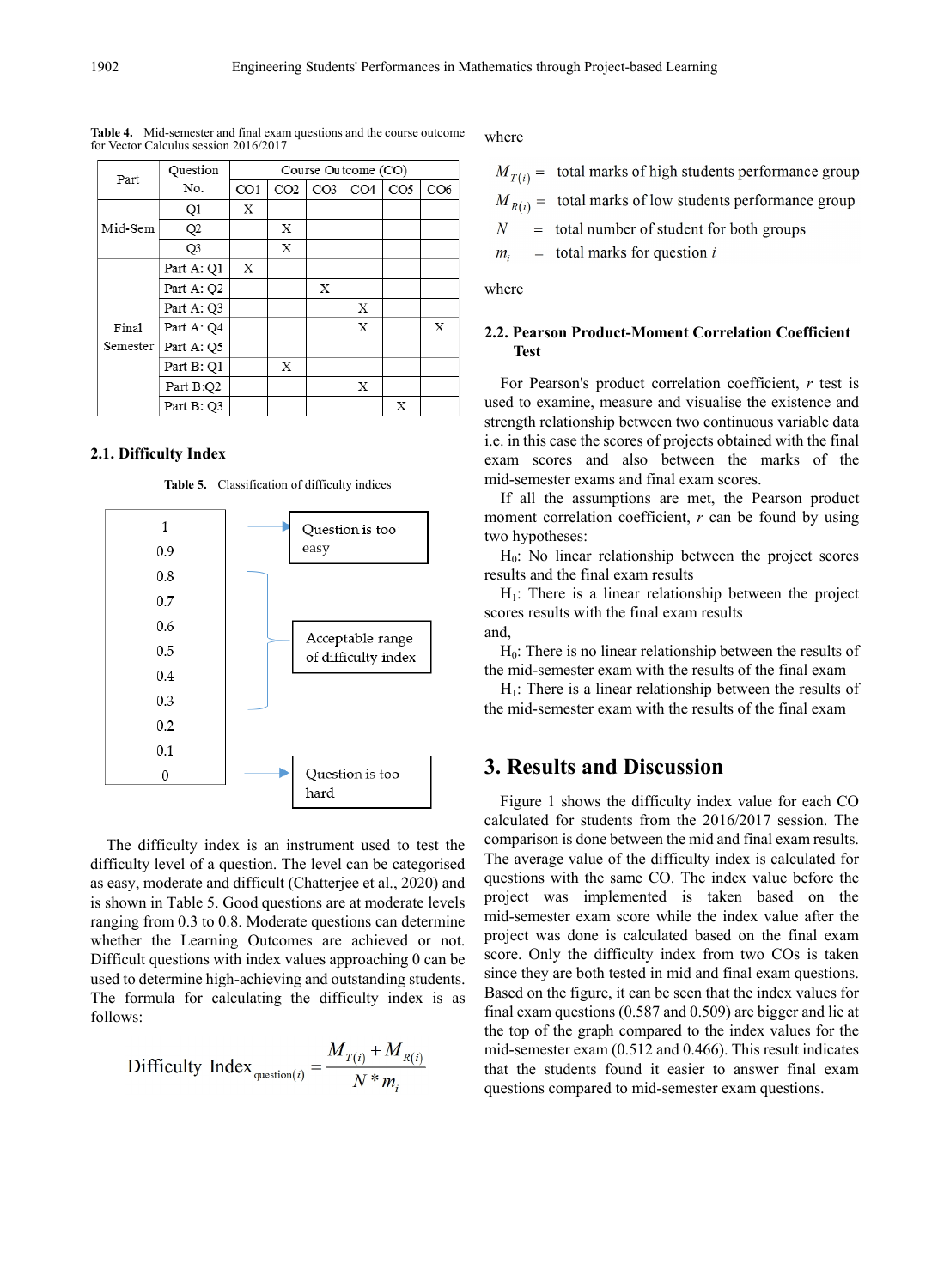**Table 4.** Mid-semester and final exam questions and the course outcome for Vector Calculus session 2016/2017

| Part | Question No. | Course Outcome (CO) | | | | | |
|---|---|---|---|---|---|---|---|
| | | CO1 | CO2 | CO3 | CO4 | CO5 | CO6 |
| Mid-Sem | Q1 | X | | | | | |
| | Q2 | | X | | | | |
| | Q3 | | X | | | | |
| Final Semester | Part A: Q1 | X | | | | | |
| | Part A: Q2 | | | X | | | |
| | Part A: Q3 | | | | X | | |
| | Part A: Q4 | | | | X | | X |
| | Part A: Q5 | | | | | | |
| | Part B: Q1 | | X | | | | |
| | Part B:Q2 | | | | X | | |
| | Part B: Q3 | | | | | X | |

### 2.1. Difficulty Index

**Table 5.** Classification of difficulty indices

| Index | Classification |
|---|---|
| 1 | Question is too easy |
| 0.9 | |
| 0.8 | Acceptable range of difficulty index |
| 0.7 | |
| 0.6 | |
| 0.5 | |
| 0.4 | |
| 0.3 | |
| 0.2 | |
| 0.1 | |
| 0 | Question is too hard |

The difficulty index is an instrument used to test the difficulty level of a question. The level can be categorised as easy, moderate and difficult (Chatterjee et al., 2020) and is shown in Table 5. Good questions are at moderate levels ranging from 0.3 to 0.8. Moderate questions can determine whether the Learning Outcomes are achieved or not. Difficult questions with index values approaching 0 can be used to determine high-achieving and outstanding students. The formula for calculating the difficulty index is as follows:

$$\text{Difficulty Index}_{\text{question}(i)} = \frac{M_{T(i)} + M_{R(i)}}{N * m_i}$$

where

$M_{T(i)}$ = total marks of high students performance group

$M_{R(i)}$ = total marks of low students performance group

$N$ = total number of student for both groups

$m_i$ = total marks for question $i$

where

### 2.2. Pearson Product-Moment Correlation Coefficient Test

For Pearson's product correlation coefficient, $r$ test is used to examine, measure and visualise the existence and strength relationship between two continuous variable data i.e. in this case the scores of projects obtained with the final exam scores and also between the marks of the mid-semester exams and final exam scores.

If all the assumptions are met, the Pearson product moment correlation coefficient, $r$ can be found by using two hypotheses:

$H_0$: No linear relationship between the project scores results and the final exam results

$H_1$: There is a linear relationship between the project scores results with the final exam results

and,

$H_0$: There is no linear relationship between the results of the mid-semester exam with the results of the final exam

$H_1$: There is a linear relationship between the results of the mid-semester exam with the results of the final exam

# 3. Results and Discussion

Figure 1 shows the difficulty index value for each CO calculated for students from the 2016/2017 session. The comparison is done between the mid and final exam results. The average value of the difficulty index is calculated for questions with the same CO. The index value before the project was implemented is taken based on the mid-semester exam score while the index value after the project was done is calculated based on the final exam score. Only the difficulty index from two COs is taken since they are both tested in mid and final exam questions. Based on the figure, it can be seen that the index values for final exam questions (0.587 and 0.509) are bigger and lie at the top of the graph compared to the index values for the mid-semester exam (0.512 and 0.466). This result indicates that the students found it easier to answer final exam questions compared to mid-semester exam questions.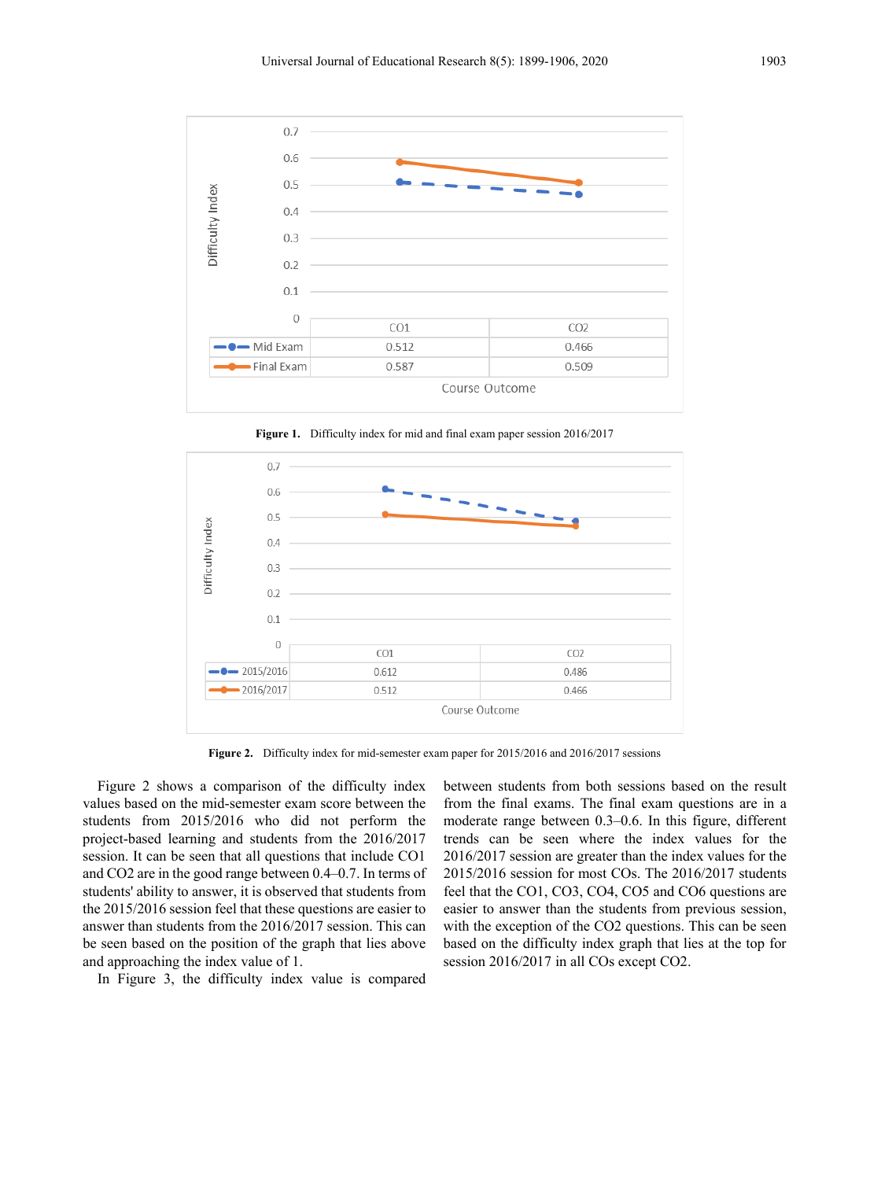| | CO1 | CO2 |
|---|---|---|
| Mid Exam | 0.512 | 0.466 |
| Final Exam | 0.587 | 0.509 |

**Figure 1.** Difficulty index for mid and final exam paper session 2016/2017

| | CO1 | CO2 |
|---|---|---|
| 2015/2016 | 0.612 | 0.486 |
| 2016/2017 | 0.512 | 0.466 |

**Figure 2.** Difficulty index for mid-semester exam paper for 2015/2016 and 2016/2017 sessions

Figure 2 shows a comparison of the difficulty index values based on the mid-semester exam score between the students from 2015/2016 who did not perform the project-based learning and students from the 2016/2017 session. It can be seen that all questions that include CO1 and CO2 are in the good range between 0.4–0.7. In terms of students' ability to answer, it is observed that students from the 2015/2016 session feel that these questions are easier to answer than students from the 2016/2017 session. This can be seen based on the position of the graph that lies above and approaching the index value of 1.

In Figure 3, the difficulty index value is compared between students from both sessions based on the result from the final exams. The final exam questions are in a moderate range between 0.3–0.6. In this figure, different trends can be seen where the index values for the 2016/2017 session are greater than the index values for the 2015/2016 session for most COs. The 2016/2017 students feel that the CO1, CO3, CO4, CO5 and CO6 questions are easier to answer than the students from previous session, with the exception of the CO2 questions. This can be seen based on the difficulty index graph that lies at the top for session 2016/2017 in all COs except CO2.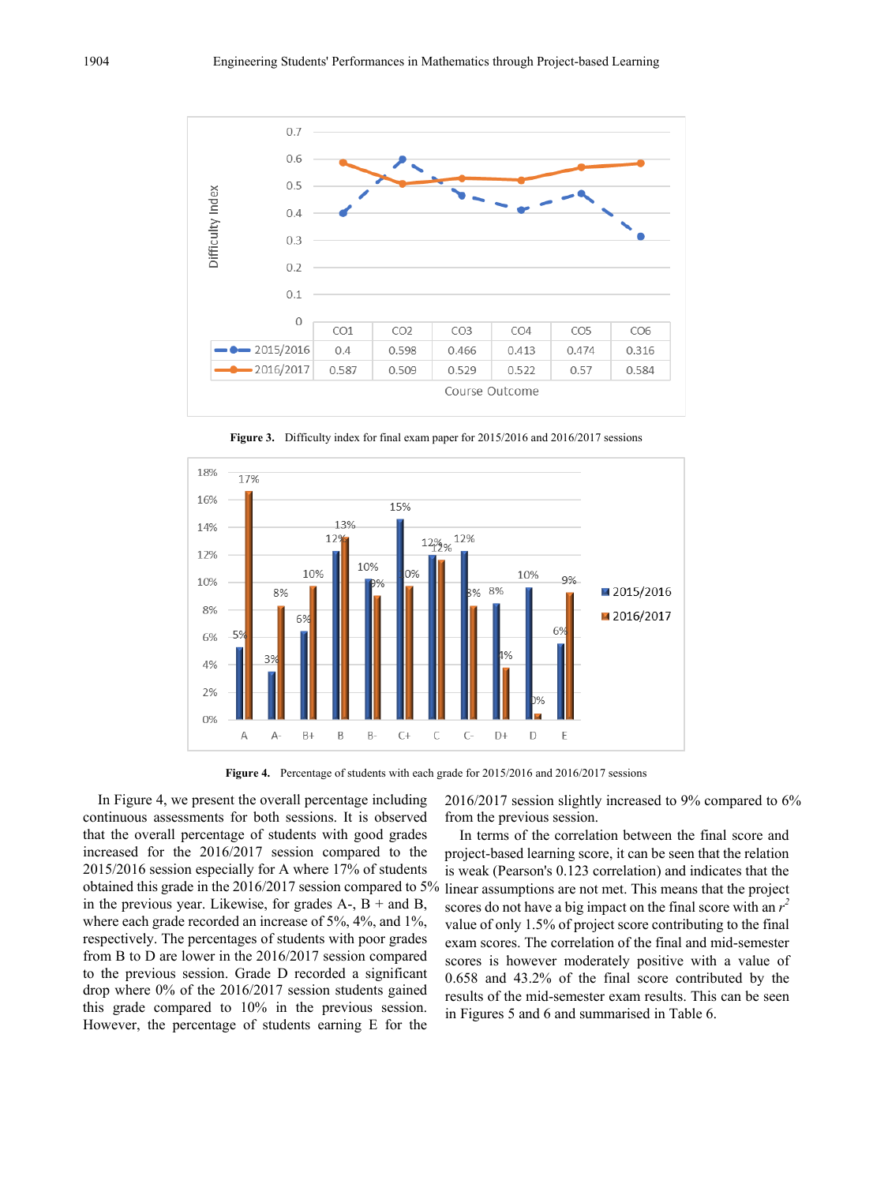| | CO1 | CO2 | CO3 | CO4 | CO5 | CO6 |
|---|---|---|---|---|---|---|
| 2015/2016 | 0.4 | 0.598 | 0.466 | 0.413 | 0.474 | 0.316 |
| 2016/2017 | 0.587 | 0.509 | 0.529 | 0.522 | 0.57 | 0.584 |

**Figure 3.** Difficulty index for final exam paper for 2015/2016 and 2016/2017 sessions

**Figure 4.** Percentage of students with each grade for 2015/2016 and 2016/2017 sessions

In Figure 4, we present the overall percentage including continuous assessments for both sessions. It is observed that the overall percentage of students with good grades increased for the 2016/2017 session compared to the 2015/2016 session especially for A where 17% of students obtained this grade in the 2016/2017 session compared to 5% in the previous year. Likewise, for grades A-, B + and B, where each grade recorded an increase of 5%, 4%, and 1%, respectively. The percentages of students with poor grades from B to D are lower in the 2016/2017 session compared to the previous session. Grade D recorded a significant drop where 0% of the 2016/2017 session students gained this grade compared to 10% in the previous session. However, the percentage of students earning E for the 2016/2017 session slightly increased to 9% compared to 6% from the previous session.

In terms of the correlation between the final score and project-based learning score, it can be seen that the relation is weak (Pearson's 0.123 correlation) and indicates that the linear assumptions are not met. This means that the project scores do not have a big impact on the final score with an $r^2$ value of only 1.5% of project score contributing to the final exam scores. The correlation of the final and mid-semester scores is however moderately positive with a value of 0.658 and 43.2% of the final score contributed by the results of the mid-semester exam results. This can be seen in Figures 5 and 6 and summarised in Table 6.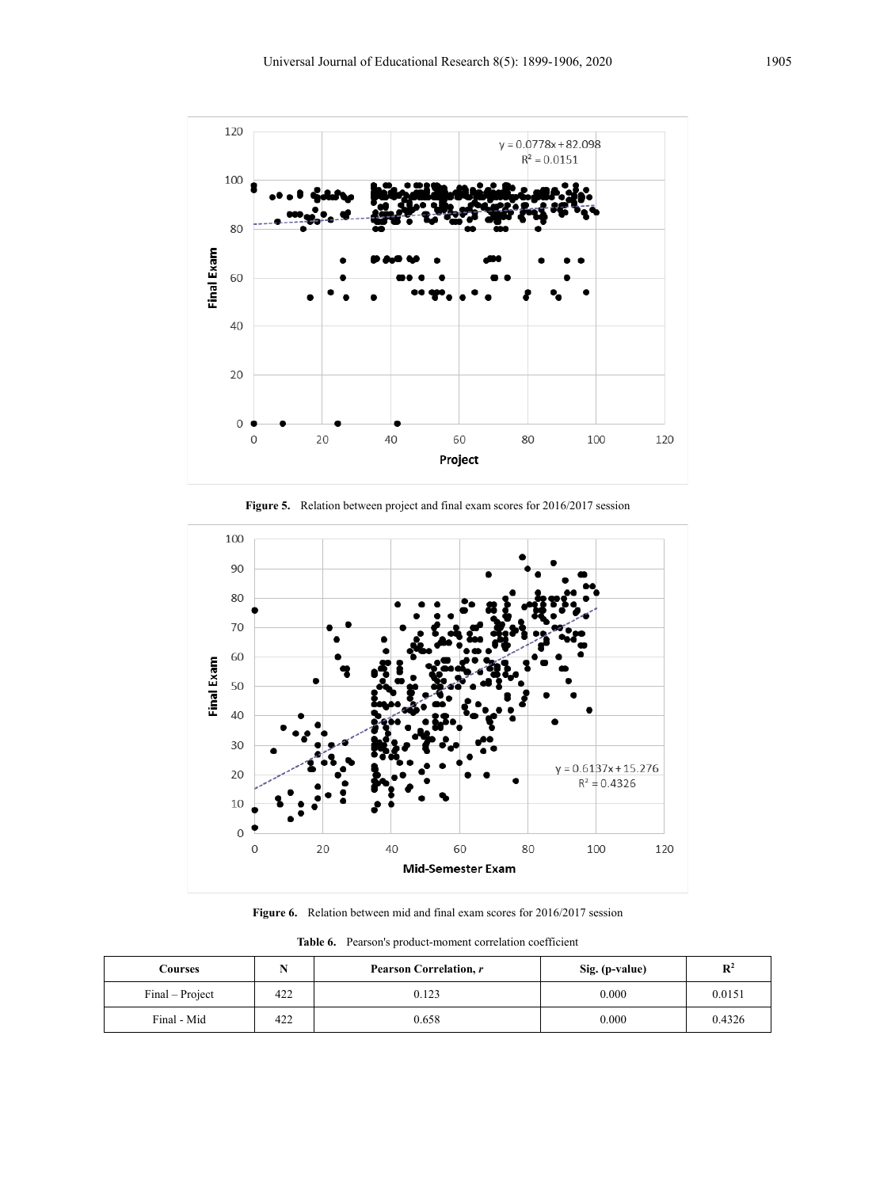**Figure 5.** Relation between project and final exam scores for 2016/2017 session

**Figure 6.** Relation between mid and final exam scores for 2016/2017 session

**Table 6.** Pearson's product-moment correlation coefficient

| Courses | N | Pearson Correlation, *r* | Sig. (p-value) | $R^2$ |
|---|---|---|---|---|
| Final – Project | 422 | 0.123 | 0.000 | 0.0151 |
| Final - Mid | 422 | 0.658 | 0.000 | 0.4326 |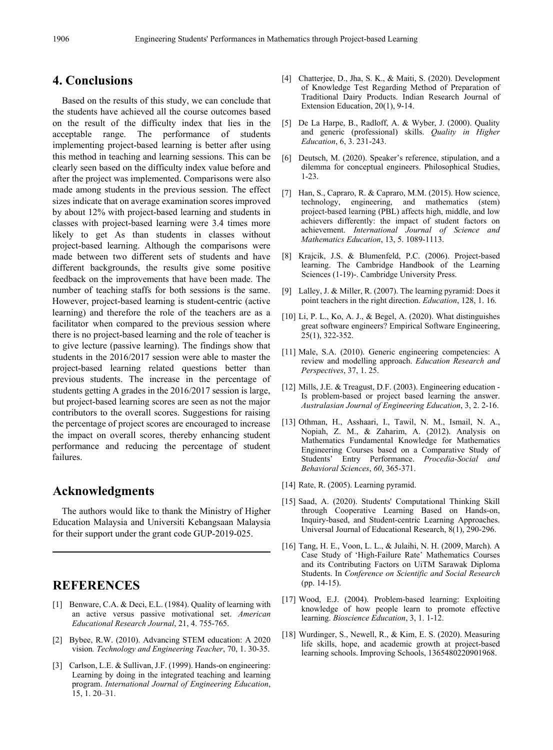## 4. Conclusions

Based on the results of this study, we can conclude that the students have achieved all the course outcomes based on the result of the difficulty index that lies in the acceptable range. The performance of students implementing project-based learning is better after using this method in teaching and learning sessions. This can be clearly seen based on the difficulty index value before and after the project was implemented. Comparisons were also made among students in the previous session. The effect sizes indicate that on average examination scores improved by about 12% with project-based learning and students in classes with project-based learning were 3.4 times more likely to get As than students in classes without project-based learning. Although the comparisons were made between two different sets of students and have different backgrounds, the results give some positive feedback on the improvements that have been made. The number of teaching staffs for both sessions is the same. However, project-based learning is student-centric (active learning) and therefore the role of the teachers are as a facilitator when compared to the previous session where there is no project-based learning and the role of teacher is to give lecture (passive learning). The findings show that students in the 2016/2017 session were able to master the project-based learning related questions better than previous students. The increase in the percentage of students getting A grades in the 2016/2017 session is large, but project-based learning scores are seen as not the major contributors to the overall scores. Suggestions for raising the percentage of project scores are encouraged to increase the impact on overall scores, thereby enhancing student performance and reducing the percentage of student failures.

## Acknowledgments

The authors would like to thank the Ministry of Higher Education Malaysia and Universiti Kebangsaan Malaysia for their support under the grant code GUP-2019-025.

## REFERENCES

[1] Benware, C.A. & Deci, E.L. (1984). Quality of learning with an active versus passive motivational set. *American Educational Research Journal*, 21, 4. 755-765.

[2] Bybee, R.W. (2010). Advancing STEM education: A 2020 vision. *Technology and Engineering Teacher*, 70, 1. 30-35.

[3] Carlson, L.E. & Sullivan, J.F. (1999). Hands-on engineering: Learning by doing in the integrated teaching and learning program. *International Journal of Engineering Education*, 15, 1. 20–31.

[4] Chatterjee, D., Jha, S. K., & Maiti, S. (2020). Development of Knowledge Test Regarding Method of Preparation of Traditional Dairy Products. Indian Research Journal of Extension Education, 20(1), 9-14.

[5] De La Harpe, B., Radloff, A. & Wyber, J. (2000). Quality and generic (professional) skills. *Quality in Higher Education*, 6, 3. 231-243.

[6] Deutsch, M. (2020). Speaker's reference, stipulation, and a dilemma for conceptual engineers. Philosophical Studies, 1-23.

[7] Han, S., Capraro, R. & Capraro, M.M. (2015). How science, technology, engineering, and mathematics (stem) project-based learning (PBL) affects high, middle, and low achievers differently: the impact of student factors on achievement. *International Journal of Science and Mathematics Education*, 13, 5. 1089-1113.

[8] Krajcik, J.S. & Blumenfeld, P.C. (2006). Project-based learning. The Cambridge Handbook of the Learning Sciences (1-19)-. Cambridge University Press.

[9] Lalley, J. & Miller, R. (2007). The learning pyramid: Does it point teachers in the right direction. *Education*, 128, 1. 16.

[10] Li, P. L., Ko, A. J., & Begel, A. (2020). What distinguishes great software engineers? Empirical Software Engineering, 25(1), 322-352.

[11] Male, S.A. (2010). Generic engineering competencies: A review and modelling approach. *Education Research and Perspectives*, 37, 1. 25.

[12] Mills, J.E. & Treagust, D.F. (2003). Engineering education - Is problem-based or project based learning the answer. *Australasian Journal of Engineering Education*, 3, 2. 2-16.

[13] Othman, H., Asshaari, I., Tawil, N. M., Ismail, N. A., Nopiah, Z. M., & Zaharim, A. (2012). Analysis on Mathematics Fundamental Knowledge for Mathematics Engineering Courses based on a Comparative Study of Students' Entry Performance. *Procedia-Social and Behavioral Sciences*, *60*, 365-371.

[14] Rate, R. (2005). Learning pyramid.

[15] Saad, A. (2020). Students' Computational Thinking Skill through Cooperative Learning Based on Hands-on, Inquiry-based, and Student-centric Learning Approaches. Universal Journal of Educational Research, 8(1), 290-296.

[16] Tang, H. E., Voon, L. L., & Julaihi, N. H. (2009, March). A Case Study of 'High-Failure Rate' Mathematics Courses and its Contributing Factors on UiTM Sarawak Diploma Students. In *Conference on Scientific and Social Research* (pp. 14-15).

[17] Wood, E.J. (2004). Problem-based learning: Exploiting knowledge of how people learn to promote effective learning. *Bioscience Education*, 3, 1. 1-12.

[18] Wurdinger, S., Newell, R., & Kim, E. S. (2020). Measuring life skills, hope, and academic growth at project-based learning schools. Improving Schools, 1365480220901968.